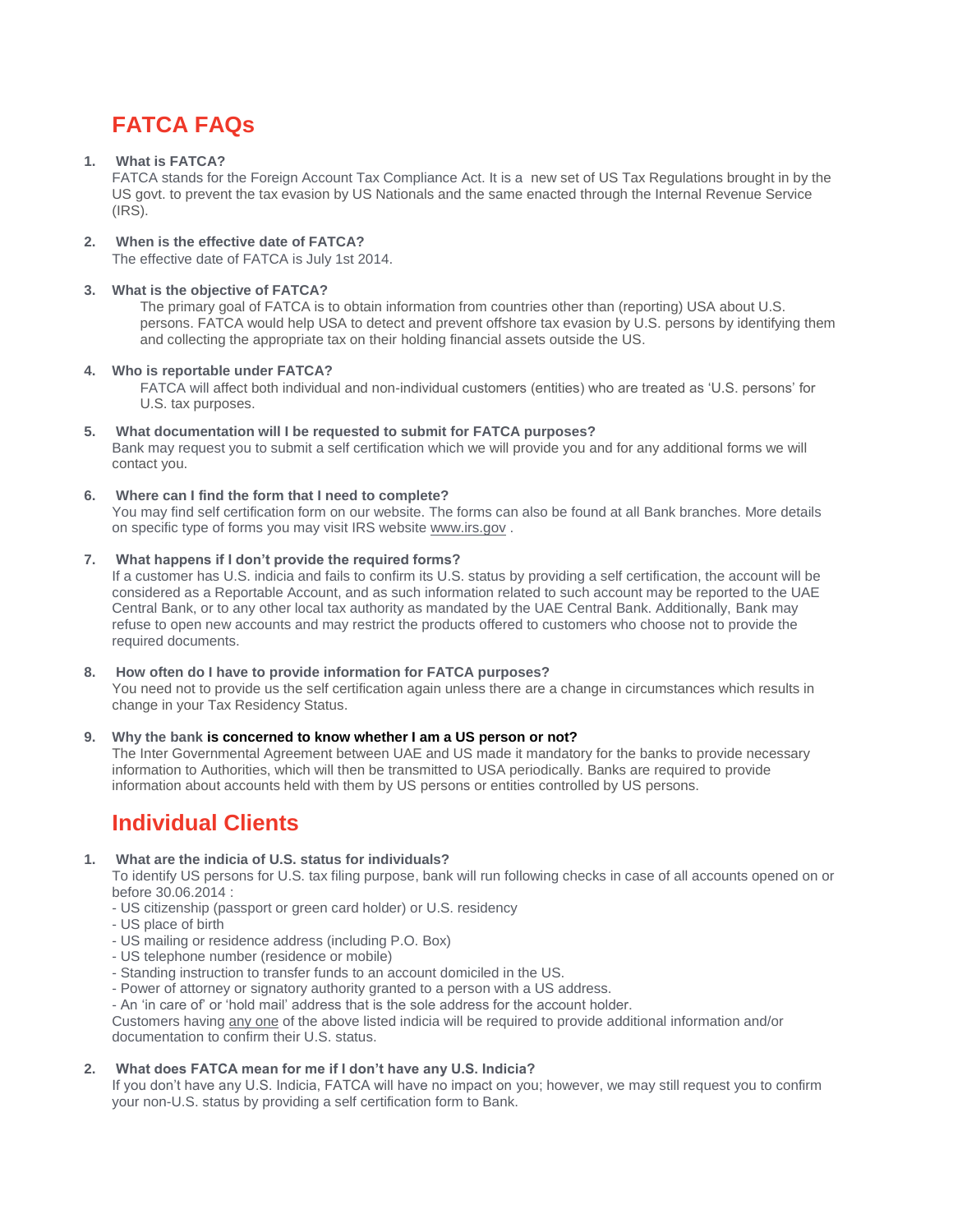# FATCA FAQs

1. **What is FATCA?**
   FATCA stands for the Foreign Account Tax Compliance Act. It is a new set of US Tax Regulations brought in by the US govt. to prevent the tax evasion by US Nationals and the same enacted through the Internal Revenue Service (IRS).

2. **When is the effective date of FATCA?**
   The effective date of FATCA is July 1st 2014.

3. **What is the objective of FATCA?**
   The primary goal of FATCA is to obtain information from countries other than (reporting) USA about U.S. persons. FATCA would help USA to detect and prevent offshore tax evasion by U.S. persons by identifying them and collecting the appropriate tax on their holding financial assets outside the US.

4. **Who is reportable under FATCA?**
   FATCA will affect both individual and non-individual customers (entities) who are treated as 'U.S. persons' for U.S. tax purposes.

5. **What documentation will I be requested to submit for FATCA purposes?**
   Bank may request you to submit a self certification which we will provide you and for any additional forms we will contact you.

6. **Where can I find the form that I need to complete?**
   You may find self certification form on our website. The forms can also be found at all Bank branches. More details on specific type of forms you may visit IRS website www.irs.gov .

7. **What happens if I don't provide the required forms?**
   If a customer has U.S. indicia and fails to confirm its U.S. status by providing a self certification, the account will be considered as a Reportable Account, and as such information related to such account may be reported to the UAE Central Bank, or to any other local tax authority as mandated by the UAE Central Bank. Additionally, Bank may refuse to open new accounts and may restrict the products offered to customers who choose not to provide the required documents.

8. **How often do I have to provide information for FATCA purposes?**
   You need not to provide us the self certification again unless there are a change in circumstances which results in change in your Tax Residency Status.

9. **Why the bank is concerned to know whether I am a US person or not?**
   The Inter Governmental Agreement between UAE and US made it mandatory for the banks to provide necessary information to Authorities, which will then be transmitted to USA periodically. Banks are required to provide information about accounts held with them by US persons or entities controlled by US persons.

# Individual Clients

1. **What are the indicia of U.S. status for individuals?**
   To identify US persons for U.S. tax filing purpose, bank will run following checks in case of all accounts opened on or before 30.06.2014 :
   - US citizenship (passport or green card holder) or U.S. residency
   - US place of birth
   - US mailing or residence address (including P.O. Box)
   - US telephone number (residence or mobile)
   - Standing instruction to transfer funds to an account domiciled in the US.
   - Power of attorney or signatory authority granted to a person with a US address.
   - An 'in care of' or 'hold mail' address that is the sole address for the account holder.

   Customers having any one of the above listed indicia will be required to provide additional information and/or documentation to confirm their U.S. status.

2. **What does FATCA mean for me if I don't have any U.S. Indicia?**
   If you don't have any U.S. Indicia, FATCA will have no impact on you; however, we may still request you to confirm your non-U.S. status by providing a self certification form to Bank.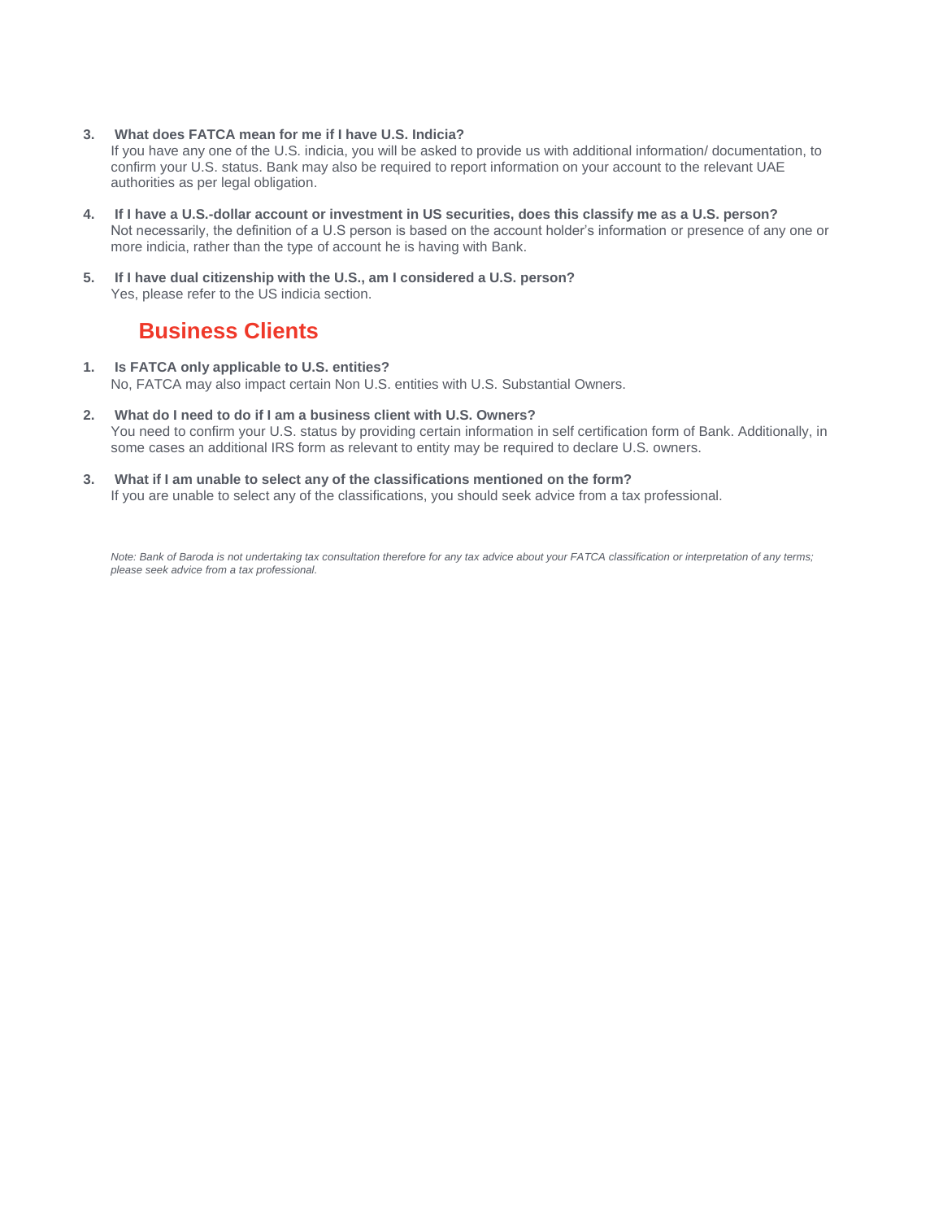3. **What does FATCA mean for me if I have U.S. Indicia?**
   If you have any one of the U.S. indicia, you will be asked to provide us with additional information/ documentation, to confirm your U.S. status. Bank may also be required to report information on your account to the relevant UAE authorities as per legal obligation.

4. **If I have a U.S.-dollar account or investment in US securities, does this classify me as a U.S. person?**
   Not necessarily, the definition of a U.S person is based on the account holder's information or presence of any one or more indicia, rather than the type of account he is having with Bank.

5. **If I have dual citizenship with the U.S., am I considered a U.S. person?**
   Yes, please refer to the US indicia section.

## Business Clients

1. **Is FATCA only applicable to U.S. entities?**
   No, FATCA may also impact certain Non U.S. entities with U.S. Substantial Owners.

2. **What do I need to do if I am a business client with U.S. Owners?**
   You need to confirm your U.S. status by providing certain information in self certification form of Bank. Additionally, in some cases an additional IRS form as relevant to entity may be required to declare U.S. owners.

3. **What if I am unable to select any of the classifications mentioned on the form?**
   If you are unable to select any of the classifications, you should seek advice from a tax professional.

*Note: Bank of Baroda is not undertaking tax consultation therefore for any tax advice about your FATCA classification or interpretation of any terms; please seek advice from a tax professional.*